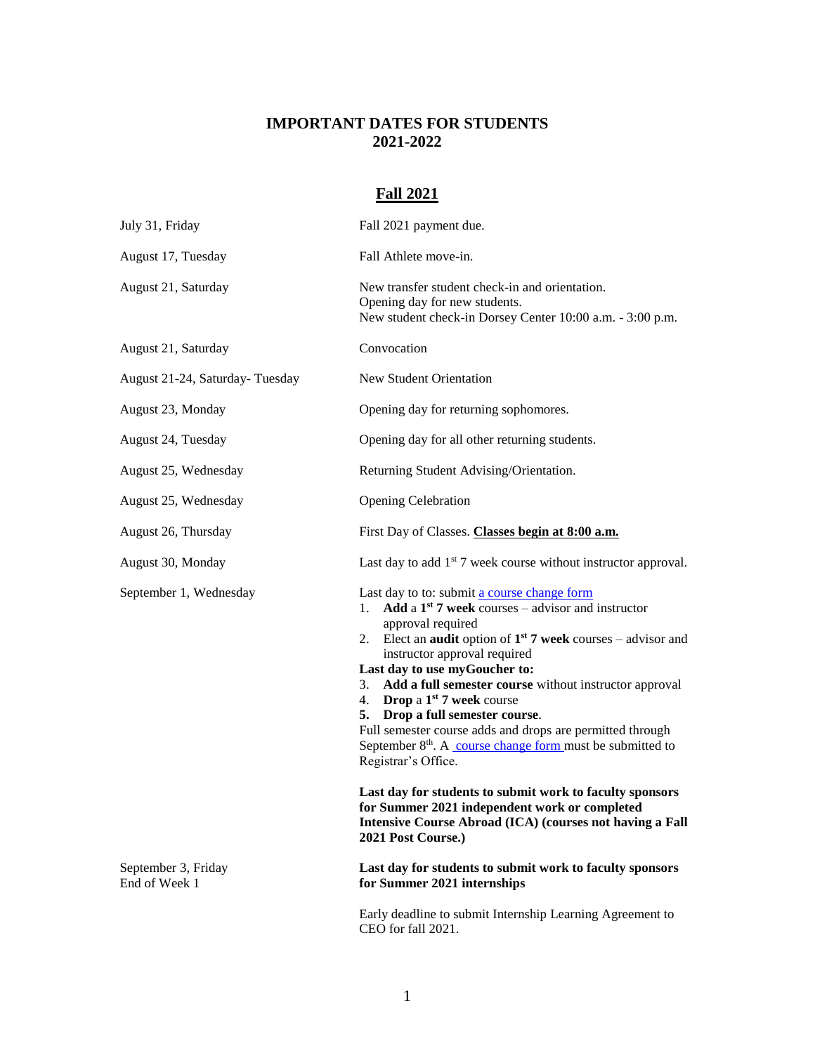# IMPORTANT DATES FOR STUDENTS
# 2021-2022

## Fall 2021

| Date | Event |
|---|---|
| July 31, Friday | Fall 2021 payment due. |
| August 17, Tuesday | Fall Athlete move-in. |
| August 21, Saturday | New transfer student check-in and orientation.<br>Opening day for new students.<br>New student check-in Dorsey Center 10:00 a.m. - 3:00 p.m. |
| August 21, Saturday | Convocation |
| August 21-24, Saturday- Tuesday | New Student Orientation |
| August 23, Monday | Opening day for returning sophomores. |
| August 24, Tuesday | Opening day for all other returning students. |
| August 25, Wednesday | Returning Student Advising/Orientation. |
| August 25, Wednesday | Opening Celebration |
| August 26, Thursday | First Day of Classes. **<u>Classes begin at 8:00 a.m.</u>** |
| August 30, Monday | Last day to add 1st 7 week course without instructor approval. |
| September 1, Wednesday | Last day to to: submit a course change form<br>1. **Add** a **1st 7 week** courses – advisor and instructor approval required<br>2. Elect an **audit** option of **1st 7 week** courses – advisor and instructor approval required<br>**Last day to use myGoucher to:**<br>3. **Add a full semester course** without instructor approval<br>4. **Drop** a **1st 7 week** course<br>**5. Drop a full semester course**.<br>Full semester course adds and drops are permitted through September 8th. A course change form must be submitted to Registrar's Office.<br><br>**Last day for students to submit work to faculty sponsors for Summer 2021 independent work or completed Intensive Course Abroad (ICA) (courses not having a Fall 2021 Post Course.)** |
| September 3, Friday<br>End of Week 1 | **Last day for students to submit work to faculty sponsors for Summer 2021 internships**<br><br>Early deadline to submit Internship Learning Agreement to CEO for fall 2021. |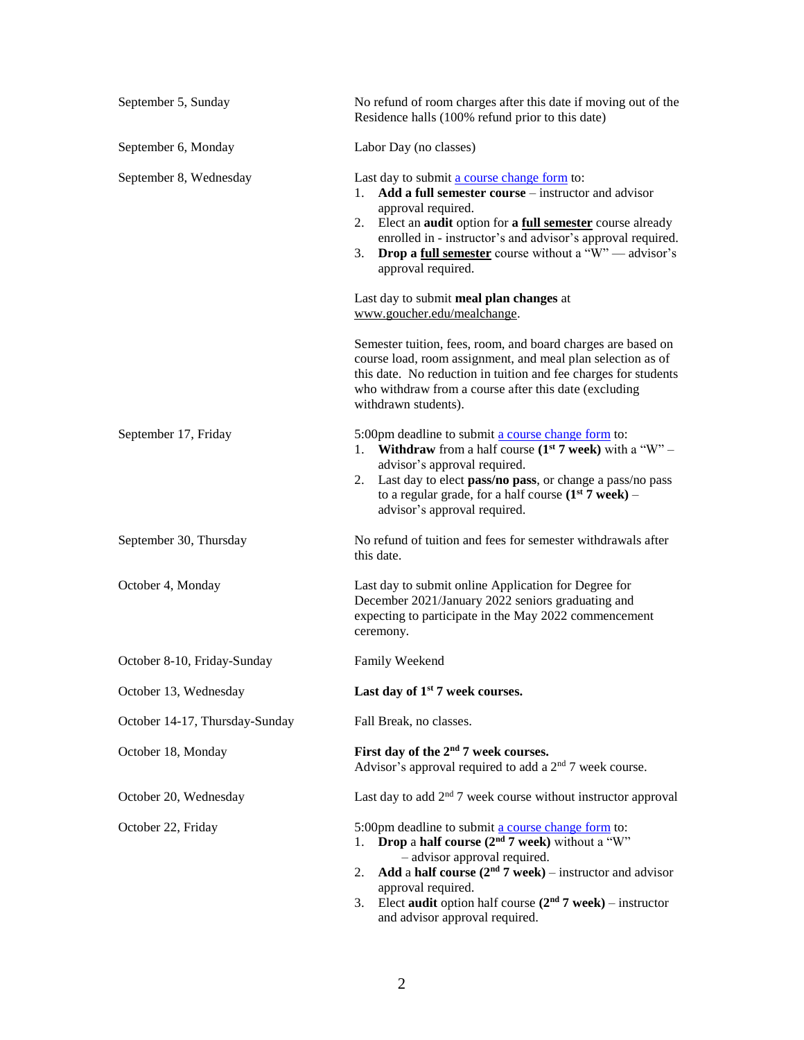| | |
|---|---|
| September 5, Sunday | No refund of room charges after this date if moving out of the Residence halls (100% refund prior to this date) |
| September 6, Monday | Labor Day (no classes) |
| September 8, Wednesday | Last day to submit [a course change form](a course change form) to:<br>1. **Add a full semester course** – instructor and advisor approval required.<br>2. Elect an **audit** option for **a full semester** course already enrolled in - instructor's and advisor's approval required.<br>3. **Drop a full semester** course without a "W" — advisor's approval required.<br><br>Last day to submit **meal plan changes** at www.goucher.edu/mealchange.<br><br>Semester tuition, fees, room, and board charges are based on course load, room assignment, and meal plan selection as of this date. No reduction in tuition and fee charges for students who withdraw from a course after this date (excluding withdrawn students). |
| September 17, Friday | 5:00pm deadline to submit a course change form to:<br>1. **Withdraw** from a half course **(1st 7 week)** with a "W" – advisor's approval required.<br>2. Last day to elect **pass/no pass**, or change a pass/no pass to a regular grade, for a half course **(1st 7 week)** – advisor's approval required. |
| September 30, Thursday | No refund of tuition and fees for semester withdrawals after this date. |
| October 4, Monday | Last day to submit online Application for Degree for December 2021/January 2022 seniors graduating and expecting to participate in the May 2022 commencement ceremony. |
| October 8-10, Friday-Sunday | Family Weekend |
| October 13, Wednesday | **Last day of 1st 7 week courses.** |
| October 14-17, Thursday-Sunday | Fall Break, no classes. |
| October 18, Monday | **First day of the 2nd 7 week courses.**<br>Advisor's approval required to add a 2nd 7 week course. |
| October 20, Wednesday | Last day to add 2nd 7 week course without instructor approval |
| October 22, Friday | 5:00pm deadline to submit a course change form to:<br>1. **Drop** a **half course (2nd 7 week)** without a "W" – advisor approval required.<br>2. **Add** a **half course (2nd 7 week)** – instructor and advisor approval required.<br>3. Elect **audit** option half course **(2nd 7 week)** – instructor and advisor approval required. |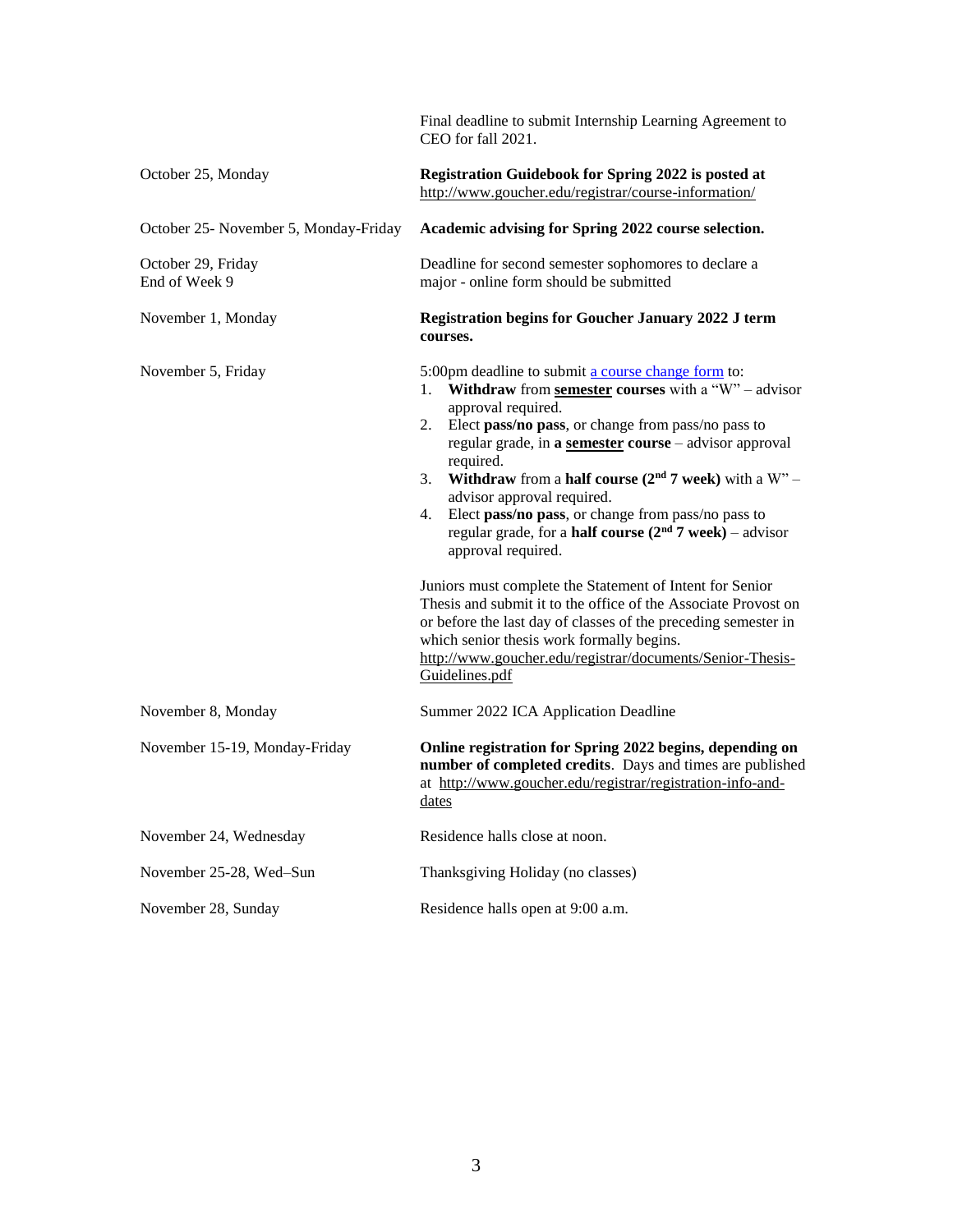| | |
|---|---|
| | Final deadline to submit Internship Learning Agreement to CEO for fall 2021. |
| October 25, Monday | **Registration Guidebook for Spring 2022 is posted at** http://www.goucher.edu/registrar/course-information/ |
| October 25- November 5, Monday-Friday | **Academic advising for Spring 2022 course selection.** |
| October 29, Friday<br>End of Week 9 | Deadline for second semester sophomores to declare a major - online form should be submitted |
| November 1, Monday | **Registration begins for Goucher January 2022 J term courses.** |
| November 5, Friday | 5:00pm deadline to submit [a course change form]() to:<br>1. **Withdraw** from **semester courses** with a "W" – advisor approval required.<br>2. Elect **pass/no pass**, or change from pass/no pass to regular grade, in **a semester course** – advisor approval required.<br>3. **Withdraw** from a **half course ($2^{nd}$ 7 week)** with a W" – advisor approval required.<br>4. Elect **pass/no pass**, or change from pass/no pass to regular grade, for a **half course ($2^{nd}$ 7 week)** – advisor approval required.<br><br>Juniors must complete the Statement of Intent for Senior Thesis and submit it to the office of the Associate Provost on or before the last day of classes of the preceding semester in which senior thesis work formally begins. http://www.goucher.edu/registrar/documents/Senior-Thesis-Guidelines.pdf |
| November 8, Monday | Summer 2022 ICA Application Deadline |
| November 15-19, Monday-Friday | **Online registration for Spring 2022 begins, depending on number of completed credits**. Days and times are published at http://www.goucher.edu/registrar/registration-info-and-dates |
| November 24, Wednesday | Residence halls close at noon. |
| November 25-28, Wed–Sun | Thanksgiving Holiday (no classes) |
| November 28, Sunday | Residence halls open at 9:00 a.m. |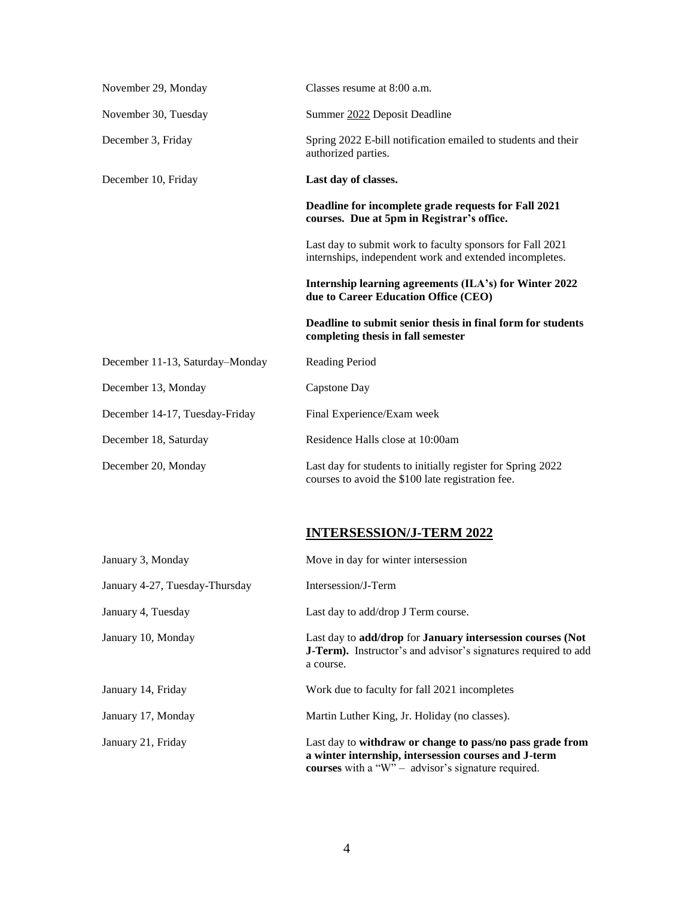| | |
|---|---|
| November 29, Monday | Classes resume at 8:00 a.m. |
| November 30, Tuesday | Summer <u>2022</u> Deposit Deadline |
| December 3, Friday | Spring 2022 E-bill notification emailed to students and their authorized parties. |
| December 10, Friday | **Last day of classes.** |
| | **Deadline for incomplete grade requests for Fall 2021 courses. Due at 5pm in Registrar's office.** |
| | Last day to submit work to faculty sponsors for Fall 2021 internships, independent work and extended incompletes. |
| | **Internship learning agreements (ILA's) for Winter 2022 due to Career Education Office (CEO)** |
| | **Deadline to submit senior thesis in final form for students completing thesis in fall semester** |
| December 11-13, Saturday–Monday | Reading Period |
| December 13, Monday | Capstone Day |
| December 14-17, Tuesday-Friday | Final Experience/Exam week |
| December 18, Saturday | Residence Halls close at 10:00am |
| December 20, Monday | Last day for students to initially register for Spring 2022 courses to avoid the $100 late registration fee. |

## INTERSESSION/J-TERM 2022

| | |
|---|---|
| January 3, Monday | Move in day for winter intersession |
| January 4-27, Tuesday-Thursday | Intersession/J-Term |
| January 4, Tuesday | Last day to add/drop J Term course. |
| January 10, Monday | Last day to **add/drop** for **January intersession courses (Not J-Term).** Instructor's and advisor's signatures required to add a course. |
| January 14, Friday | Work due to faculty for fall 2021 incompletes |
| January 17, Monday | Martin Luther King, Jr. Holiday (no classes). |
| January 21, Friday | Last day to **withdraw or change to pass/no pass grade from a winter internship, intersession courses and J-term courses** with a "W" – advisor's signature required. |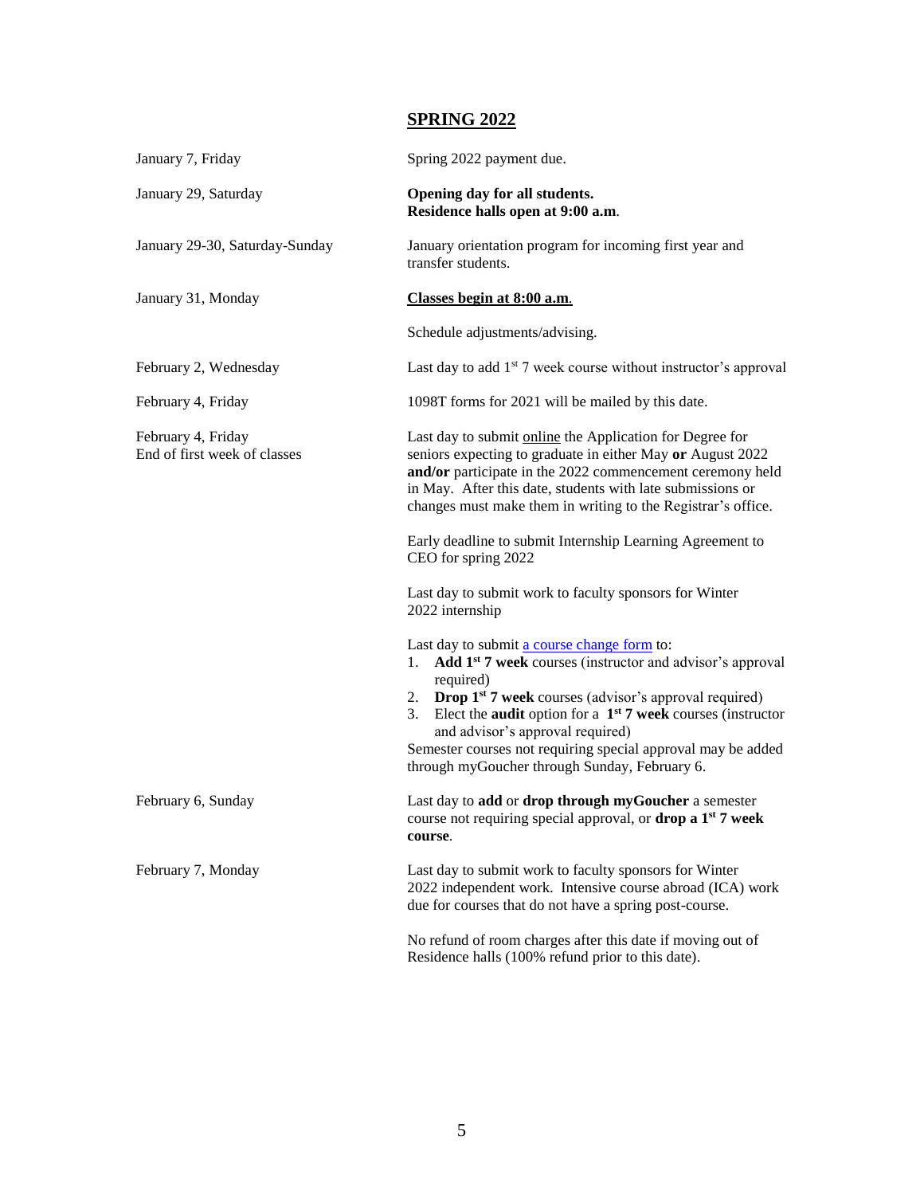## SPRING 2022

| | |
|---|---|
| January 7, Friday | Spring 2022 payment due. |
| January 29, Saturday | **Opening day for all students. Residence halls open at 9:00 a.m.** |
| January 29-30, Saturday-Sunday | January orientation program for incoming first year and transfer students. |
| January 31, Monday | **Classes begin at 8:00 a.m.**<br><br>Schedule adjustments/advising. |
| February 2, Wednesday | Last day to add 1st 7 week course without instructor's approval |
| February 4, Friday | 1098T forms for 2021 will be mailed by this date. |
| February 4, Friday<br>End of first week of classes | Last day to submit online the Application for Degree for seniors expecting to graduate in either May **or** August 2022 **and/or** participate in the 2022 commencement ceremony held in May. After this date, students with late submissions or changes must make them in writing to the Registrar's office.<br><br>Early deadline to submit Internship Learning Agreement to CEO for spring 2022<br><br>Last day to submit work to faculty sponsors for Winter 2022 internship<br><br>Last day to submit a course change form to:<br>1. **Add 1st 7 week** courses (instructor and advisor's approval required)<br>2. **Drop 1st 7 week** courses (advisor's approval required)<br>3. Elect the **audit** option for a **1st 7 week** courses (instructor and advisor's approval required)<br>Semester courses not requiring special approval may be added through myGoucher through Sunday, February 6. |
| February 6, Sunday | Last day to **add** or **drop through myGoucher** a semester course not requiring special approval, or **drop a 1st 7 week course**. |
| February 7, Monday | Last day to submit work to faculty sponsors for Winter 2022 independent work. Intensive course abroad (ICA) work due for courses that do not have a spring post-course.<br><br>No refund of room charges after this date if moving out of Residence halls (100% refund prior to this date). |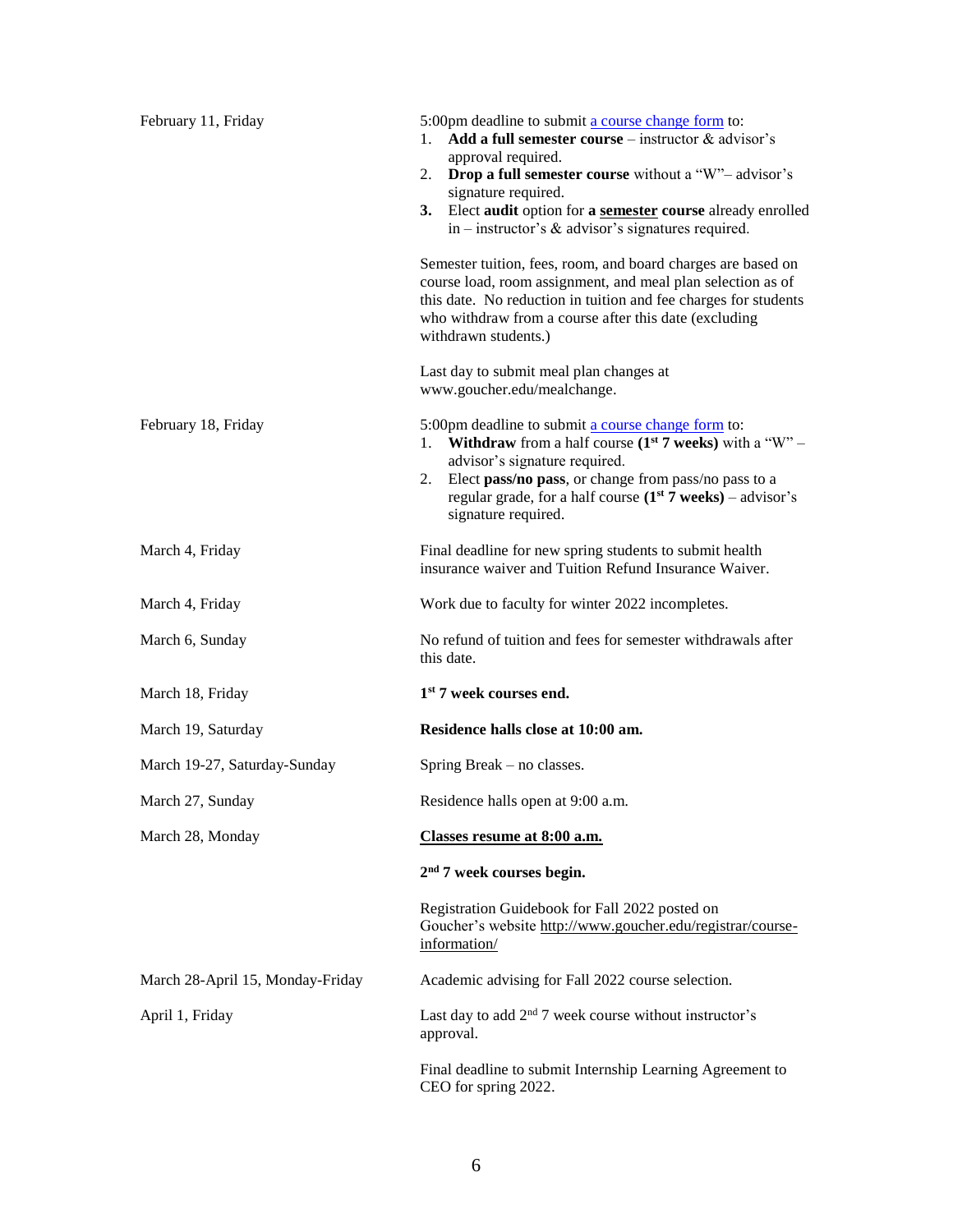| | |
|---|---|
| February 11, Friday | 5:00pm deadline to submit [a course change form](a course change form) to:<br>1. **Add a full semester course** – instructor & advisor's approval required.<br>2. **Drop a full semester course** without a "W"– advisor's signature required.<br>**3.** Elect **audit** option for **a <u>semester</u> course** already enrolled in – instructor's & advisor's signatures required.<br><br>Semester tuition, fees, room, and board charges are based on course load, room assignment, and meal plan selection as of this date. No reduction in tuition and fee charges for students who withdraw from a course after this date (excluding withdrawn students.)<br><br>Last day to submit meal plan changes at www.goucher.edu/mealchange. |
| February 18, Friday | 5:00pm deadline to submit [a course change form](a course change form) to:<br>1. **Withdraw** from a half course **(1st 7 weeks)** with a "W" – advisor's signature required.<br>2. Elect **pass/no pass**, or change from pass/no pass to a regular grade, for a half course **(1st 7 weeks)** – advisor's signature required. |
| March 4, Friday | Final deadline for new spring students to submit health insurance waiver and Tuition Refund Insurance Waiver. |
| March 4, Friday | Work due to faculty for winter 2022 incompletes. |
| March 6, Sunday | No refund of tuition and fees for semester withdrawals after this date. |
| March 18, Friday | **1st 7 week courses end.** |
| March 19, Saturday | **Residence halls close at 10:00 am.** |
| March 19-27, Saturday-Sunday | Spring Break – no classes. |
| March 27, Sunday | Residence halls open at 9:00 a.m. |
| March 28, Monday | **<u>Classes resume at 8:00 a.m.</u>**<br><br>**2nd 7 week courses begin.**<br><br>Registration Guidebook for Fall 2022 posted on Goucher's website http://www.goucher.edu/registrar/course-information/ |
| March 28-April 15, Monday-Friday | Academic advising for Fall 2022 course selection. |
| April 1, Friday | Last day to add 2nd 7 week course without instructor's approval.<br><br>Final deadline to submit Internship Learning Agreement to CEO for spring 2022. |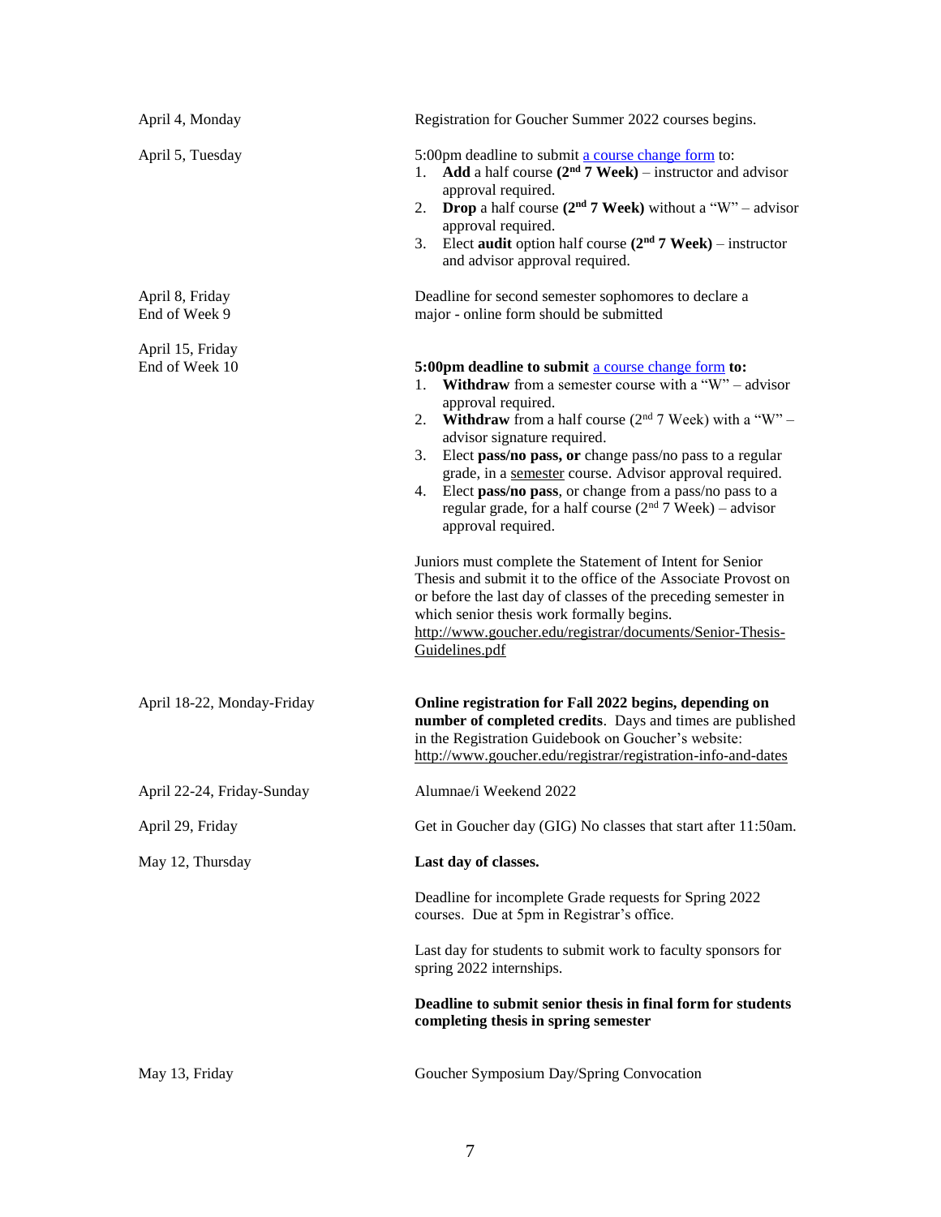| | |
|---|---|
| April 4, Monday | Registration for Goucher Summer 2022 courses begins. |
| April 5, Tuesday | 5:00pm deadline to submit a course change form to:<br>1. **Add** a half course **(2nd 7 Week)** – instructor and advisor approval required.<br>2. **Drop** a half course **(2nd 7 Week)** without a "W" – advisor approval required.<br>3. Elect **audit** option half course **(2nd 7 Week)** – instructor and advisor approval required. |
| April 8, Friday<br>End of Week 9 | Deadline for second semester sophomores to declare a major - online form should be submitted |
| April 15, Friday<br>End of Week 10 | **5:00pm deadline to submit** a course change form **to:**<br>1. **Withdraw** from a semester course with a "W" – advisor approval required.<br>2. **Withdraw** from a half course (2nd 7 Week) with a "W" – advisor signature required.<br>3. Elect **pass/no pass, or** change pass/no pass to a regular grade, in a semester course. Advisor approval required.<br>4. Elect **pass/no pass**, or change from a pass/no pass to a regular grade, for a half course (2nd 7 Week) – advisor approval required.<br><br>Juniors must complete the Statement of Intent for Senior Thesis and submit it to the office of the Associate Provost on or before the last day of classes of the preceding semester in which senior thesis work formally begins.<br>http://www.goucher.edu/registrar/documents/Senior-Thesis-Guidelines.pdf |
| April 18-22, Monday-Friday | **Online registration for Fall 2022 begins, depending on number of completed credits**. Days and times are published in the Registration Guidebook on Goucher's website: http://www.goucher.edu/registrar/registration-info-and-dates |
| April 22-24, Friday-Sunday | Alumnae/i Weekend 2022 |
| April 29, Friday | Get in Goucher day (GIG) No classes that start after 11:50am. |
| May 12, Thursday | **Last day of classes.**<br><br>Deadline for incomplete Grade requests for Spring 2022 courses. Due at 5pm in Registrar's office.<br><br>Last day for students to submit work to faculty sponsors for spring 2022 internships.<br><br>**Deadline to submit senior thesis in final form for students completing thesis in spring semester** |
| May 13, Friday | Goucher Symposium Day/Spring Convocation |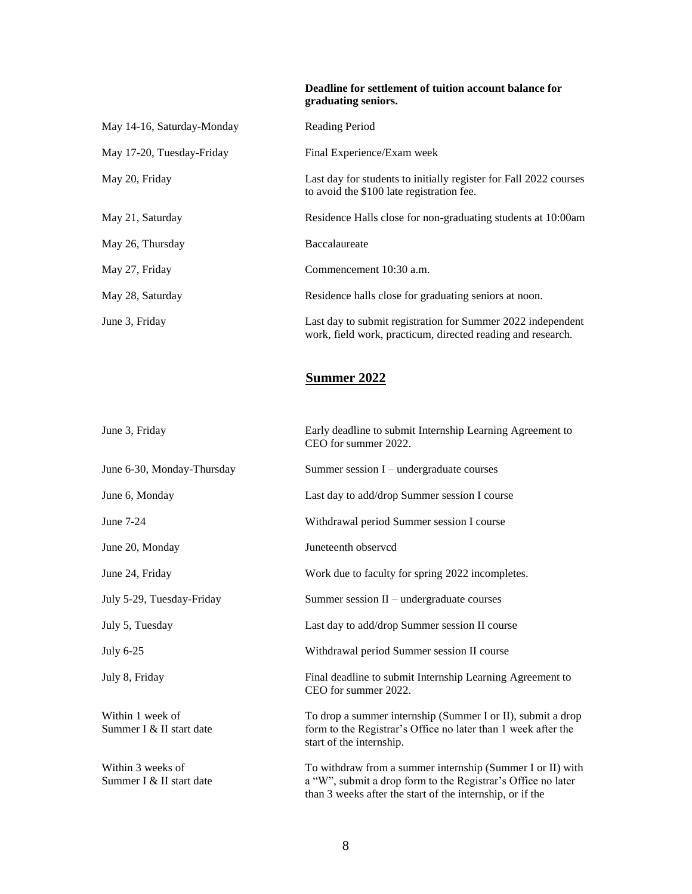| | |
|---|---|
| | **Deadline for settlement of tuition account balance for graduating seniors.** |
| May 14-16, Saturday-Monday | Reading Period |
| May 17-20, Tuesday-Friday | Final Experience/Exam week |
| May 20, Friday | Last day for students to initially register for Fall 2022 courses to avoid the $100 late registration fee. |
| May 21, Saturday | Residence Halls close for non-graduating students at 10:00am |
| May 26, Thursday | Baccalaureate |
| May 27, Friday | Commencement 10:30 a.m. |
| May 28, Saturday | Residence halls close for graduating seniors at noon. |
| June 3, Friday | Last day to submit registration for Summer 2022 independent work, field work, practicum, directed reading and research. |

## Summer 2022

| | |
|---|---|
| June 3, Friday | Early deadline to submit Internship Learning Agreement to CEO for summer 2022. |
| June 6-30, Monday-Thursday | Summer session I – undergraduate courses |
| June 6, Monday | Last day to add/drop Summer session I course |
| June 7-24 | Withdrawal period Summer session I course |
| June 20, Monday | Juneteenth observcd |
| June 24, Friday | Work due to faculty for spring 2022 incompletes. |
| July 5-29, Tuesday-Friday | Summer session II – undergraduate courses |
| July 5, Tuesday | Last day to add/drop Summer session II course |
| July 6-25 | Withdrawal period Summer session II course |
| July 8, Friday | Final deadline to submit Internship Learning Agreement to CEO for summer 2022. |
| Within 1 week of Summer I & II start date | To drop a summer internship (Summer I or II), submit a drop form to the Registrar's Office no later than 1 week after the start of the internship. |
| Within 3 weeks of Summer I & II start date | To withdraw from a summer internship (Summer I or II) with a "W", submit a drop form to the Registrar's Office no later than 3 weeks after the start of the internship, or if the |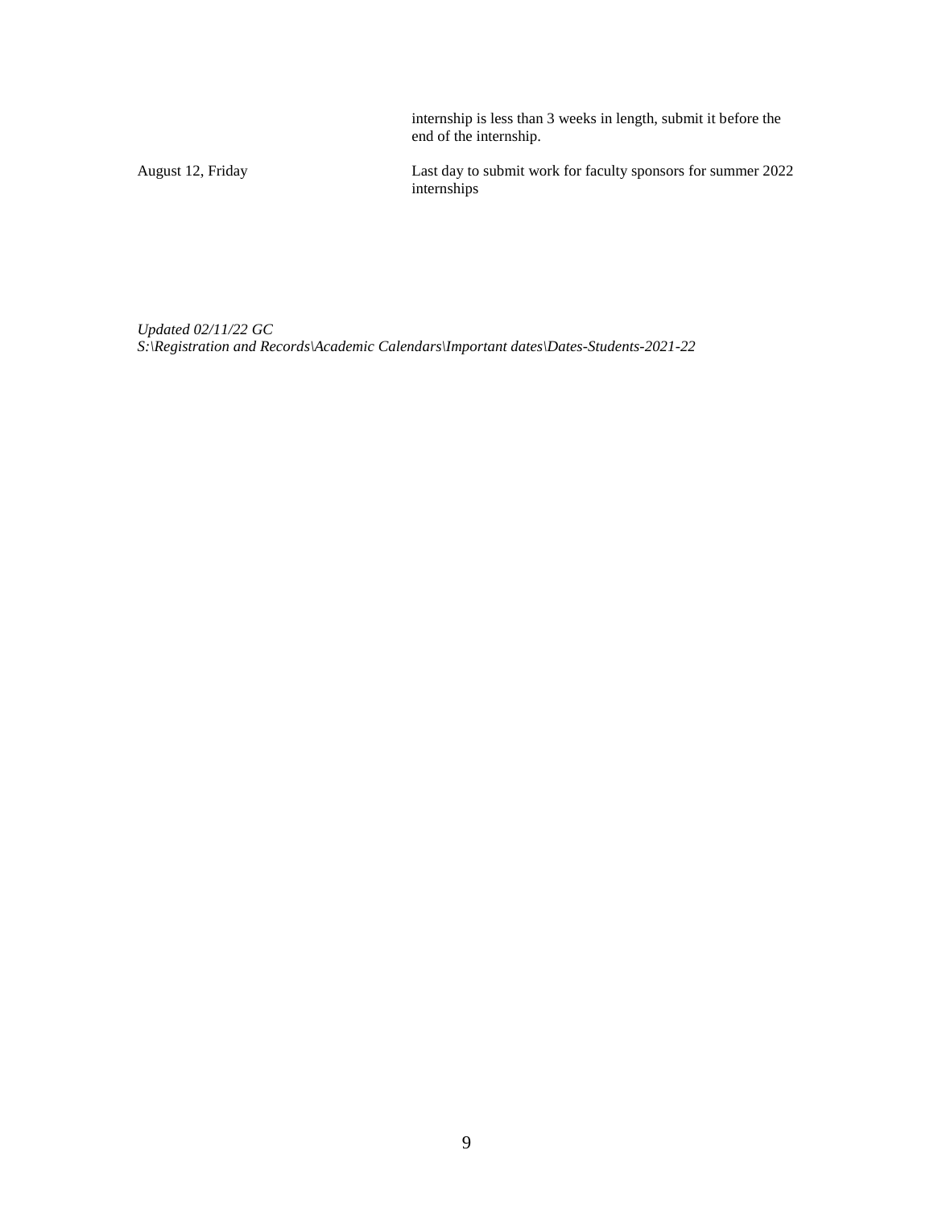| | |
|---|---|
| | internship is less than 3 weeks in length, submit it before the end of the internship. |
| August 12, Friday | Last day to submit work for faculty sponsors for summer 2022 internships |

*Updated 02/11/22 GC*
*S:\Registration and Records\Academic Calendars\Important dates\Dates-Students-2021-22*